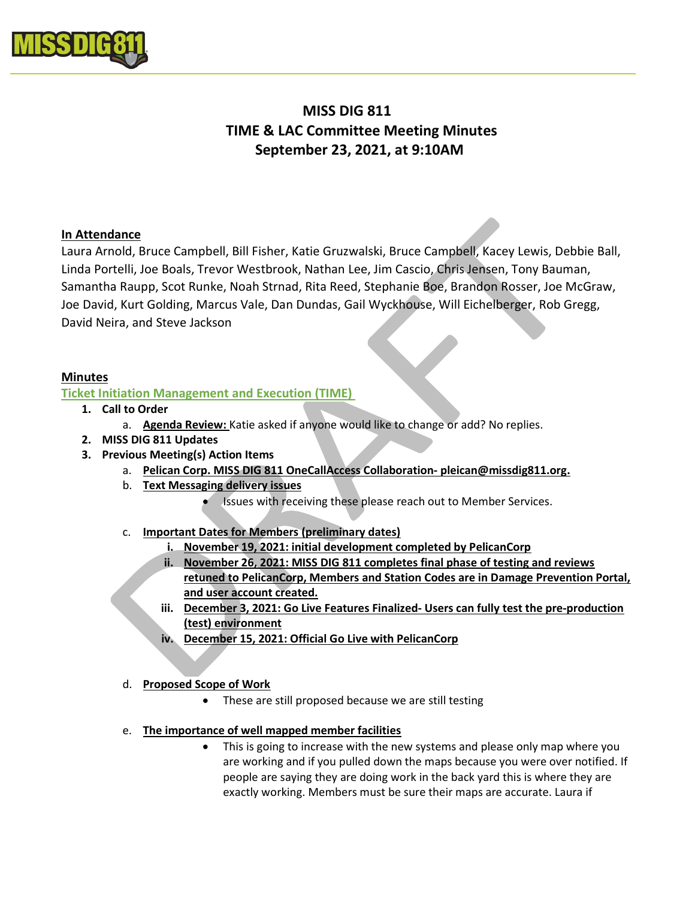# MISS DIG 811
# TIME & LAC Committee Meeting Minutes
# September 23, 2021, at 9:10AM

**In Attendance**

Laura Arnold, Bruce Campbell, Bill Fisher, Katie Gruzwalski, Bruce Campbell, Kacey Lewis, Debbie Ball, Linda Portelli, Joe Boals, Trevor Westbrook, Nathan Lee, Jim Cascio, Chris Jensen, Tony Bauman, Samantha Raupp, Scot Runke, Noah Strnad, Rita Reed, Stephanie Boe, Brandon Rosser, Joe McGraw, Joe David, Kurt Golding, Marcus Vale, Dan Dundas, Gail Wyckhouse, Will Eichelberger, Rob Gregg, David Neira, and Steve Jackson

**Minutes**

**Ticket Initiation Management and Execution (TIME)**

1. **Call to Order**
   a. **Agenda Review:** Katie asked if anyone would like to change or add? No replies.
2. **MISS DIG 811 Updates**
3. **Previous Meeting(s) Action Items**
   a. **Pelican Corp. MISS DIG 811 OneCallAccess Collaboration- pleican@missdig811.org.**
   b. **Text Messaging delivery issues**
      - Issues with receiving these please reach out to Member Services.

   c. **Important Dates for Members (preliminary dates)**
      i. **November 19, 2021: initial development completed by PelicanCorp**
      ii. **November 26, 2021: MISS DIG 811 completes final phase of testing and reviews retuned to PelicanCorp, Members and Station Codes are in Damage Prevention Portal, and user account created.**
      iii. **December 3, 2021: Go Live Features Finalized- Users can fully test the pre-production (test) environment**
      iv. **December 15, 2021: Official Go Live with PelicanCorp**

   d. **Proposed Scope of Work**
      - These are still proposed because we are still testing

   e. **The importance of well mapped member facilities**
      - This is going to increase with the new systems and please only map where you are working and if you pulled down the maps because you were over notified. If people are saying they are doing work in the back yard this is where they are exactly working. Members must be sure their maps are accurate. Laura if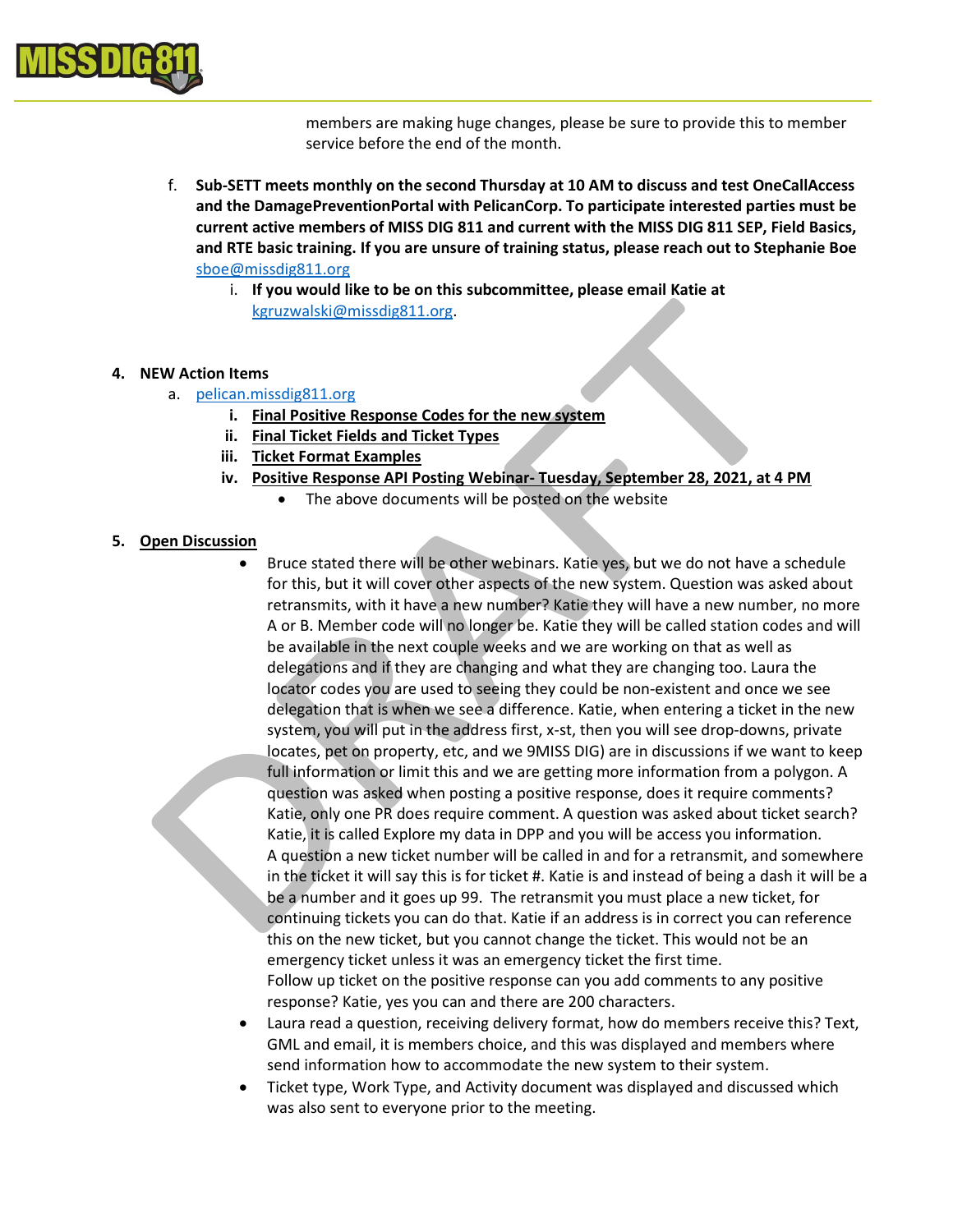members are making huge changes, please be sure to provide this to member service before the end of the month.

f. **Sub-SETT meets monthly on the second Thursday at 10 AM to discuss and test OneCallAccess and the DamagePreventionPortal with PelicanCorp. To participate interested parties must be current active members of MISS DIG 811 and current with the MISS DIG 811 SEP, Field Basics, and RTE basic training. If you are unsure of training status, please reach out to Stephanie Boe** sboe@missdig811.org
   i. **If you would like to be on this subcommittee, please email Katie at** kgruzwalski@missdig811.org.

4. **NEW Action Items**
   a. pelican.missdig811.org
      i. **Final Positive Response Codes for the new system**
      ii. **Final Ticket Fields and Ticket Types**
      iii. **Ticket Format Examples**
      iv. **Positive Response API Posting Webinar- Tuesday, September 28, 2021, at 4 PM**
         - The above documents will be posted on the website

5. **Open Discussion**
   - Bruce stated there will be other webinars. Katie yes, but we do not have a schedule for this, but it will cover other aspects of the new system. Question was asked about retransmits, with it have a new number? Katie they will have a new number, no more A or B. Member code will no longer be. Katie they will be called station codes and will be available in the next couple weeks and we are working on that as well as delegations and if they are changing and what they are changing too. Laura the locator codes you are used to seeing they could be non-existent and once we see delegation that is when we see a difference. Katie, when entering a ticket in the new system, you will put in the address first, x-st, then you will see drop-downs, private locates, pet on property, etc, and we 9MISS DIG) are in discussions if we want to keep full information or limit this and we are getting more information from a polygon. A question was asked when posting a positive response, does it require comments? Katie, only one PR does require comment. A question was asked about ticket search? Katie, it is called Explore my data in DPP and you will be access you information. A question a new ticket number will be called in and for a retransmit, and somewhere in the ticket it will say this is for ticket #. Katie is and instead of being a dash it will be a be a number and it goes up 99. The retransmit you must place a new ticket, for continuing tickets you can do that. Katie if an address is in correct you can reference this on the new ticket, but you cannot change the ticket. This would not be an emergency ticket unless it was an emergency ticket the first time. Follow up ticket on the positive response can you add comments to any positive response? Katie, yes you can and there are 200 characters.
   - Laura read a question, receiving delivery format, how do members receive this? Text, GML and email, it is members choice, and this was displayed and members where send information how to accommodate the new system to their system.
   - Ticket type, Work Type, and Activity document was displayed and discussed which was also sent to everyone prior to the meeting.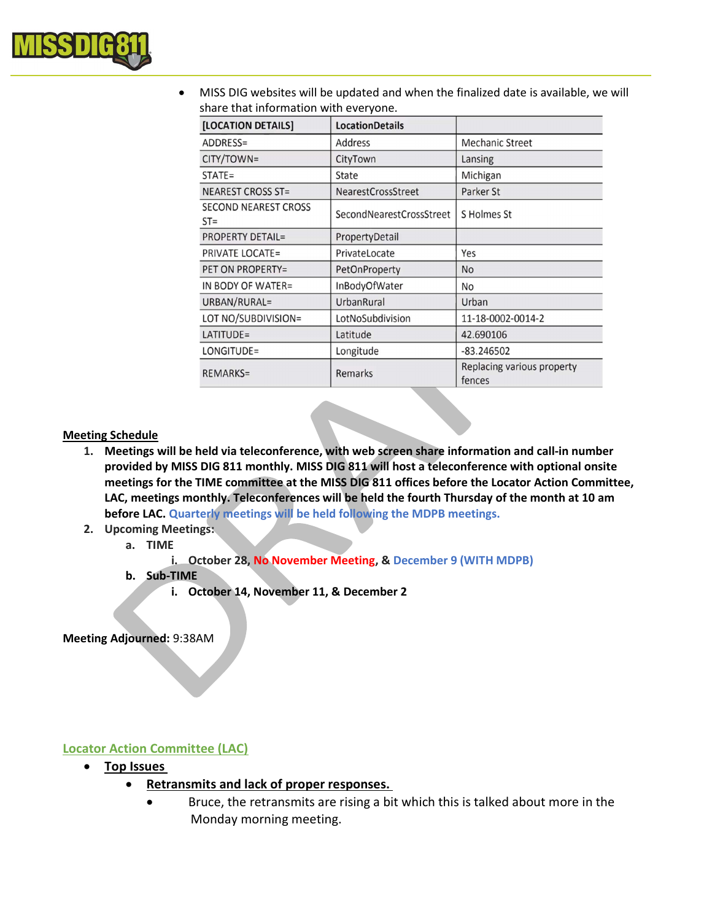- MISS DIG websites will be updated and when the finalized date is available, we will share that information with everyone.

| [LOCATION DETAILS] | LocationDetails | |
|---|---|---|
| ADDRESS= | Address | Mechanic Street |
| CITY/TOWN= | CityTown | Lansing |
| STATE= | State | Michigan |
| NEAREST CROSS ST= | NearestCrossStreet | Parker St |
| SECOND NEAREST CROSS ST= | SecondNearestCrossStreet | S Holmes St |
| PROPERTY DETAIL= | PropertyDetail | |
| PRIVATE LOCATE= | PrivateLocate | Yes |
| PET ON PROPERTY= | PetOnProperty | No |
| IN BODY OF WATER= | InBodyOfWater | No |
| URBAN/RURAL= | UrbanRural | Urban |
| LOT NO/SUBDIVISION= | LotNoSubdivision | 11-18-0002-0014-2 |
| LATITUDE= | Latitude | 42.690106 |
| LONGITUDE= | Longitude | -83.246502 |
| REMARKS= | Remarks | Replacing various property fences |

**Meeting Schedule**

1. **Meetings will be held via teleconference, with web screen share information and call-in number provided by MISS DIG 811 monthly. MISS DIG 811 will host a teleconference with optional onsite meetings for the TIME committee at the MISS DIG 811 offices before the Locator Action Committee, LAC, meetings monthly. Teleconferences will be held the fourth Thursday of the month at 10 am before LAC. Quarterly meetings will be held following the MDPB meetings.**
2. **Upcoming Meetings:**
   a. **TIME**
      i. **October 28, No November Meeting, & December 9 (WITH MDPB)**
   b. **Sub-TIME**
      i. **October 14, November 11, & December 2**

**Meeting Adjourned:** 9:38AM

## Locator Action Committee (LAC)

- **Top Issues**
  - **Retransmits and lack of proper responses.**
    - Bruce, the retransmits are rising a bit which this is talked about more in the Monday morning meeting.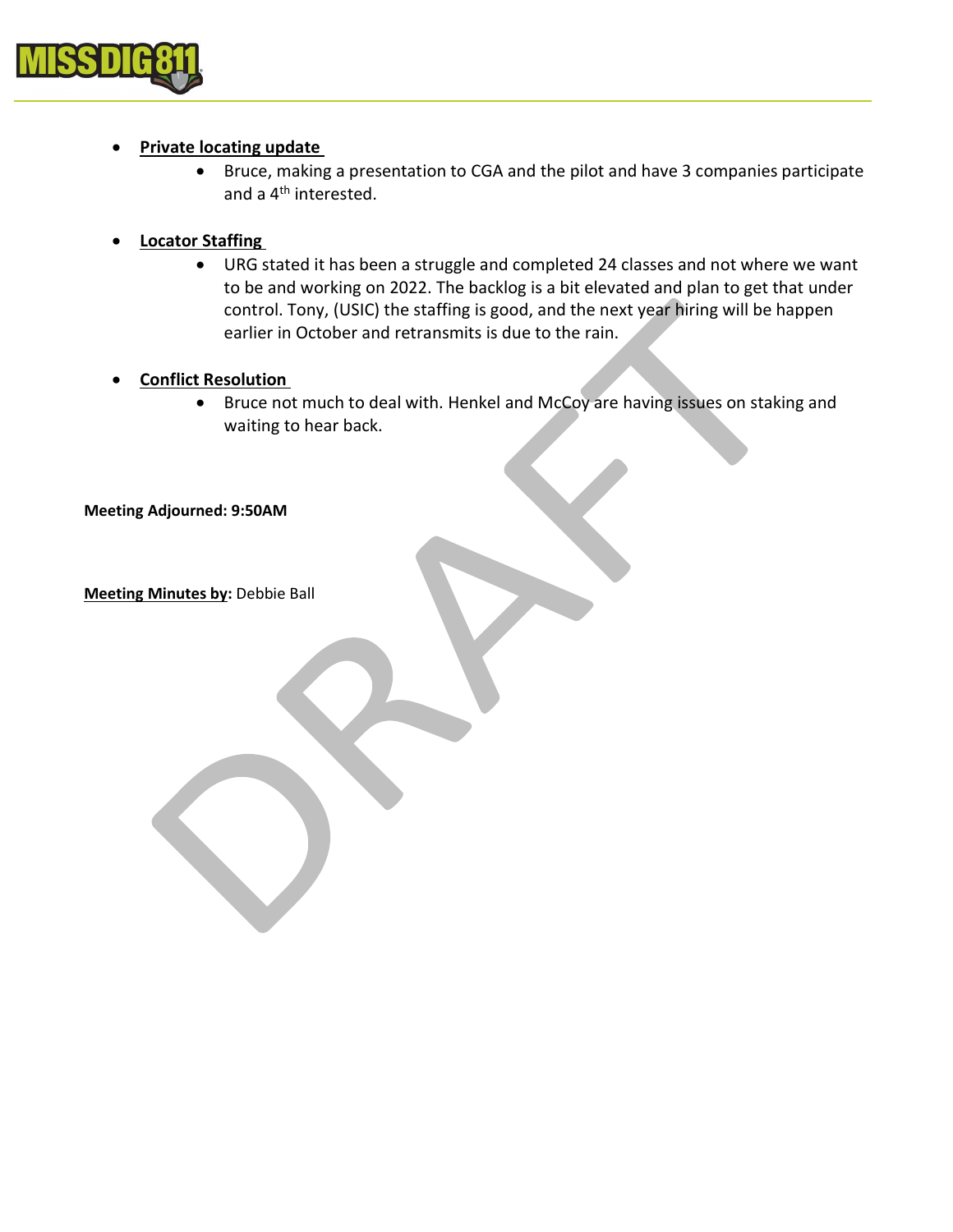- **Private locating update**
  - Bruce, making a presentation to CGA and the pilot and have 3 companies participate and a 4th interested.

- **Locator Staffing**
  - URG stated it has been a struggle and completed 24 classes and not where we want to be and working on 2022. The backlog is a bit elevated and plan to get that under control. Tony, (USIC) the staffing is good, and the next year hiring will be happen earlier in October and retransmits is due to the rain.

- **Conflict Resolution**
  - Bruce not much to deal with. Henkel and McCoy are having issues on staking and waiting to hear back.

**Meeting Adjourned: 9:50AM**

**Meeting Minutes by:** Debbie Ball